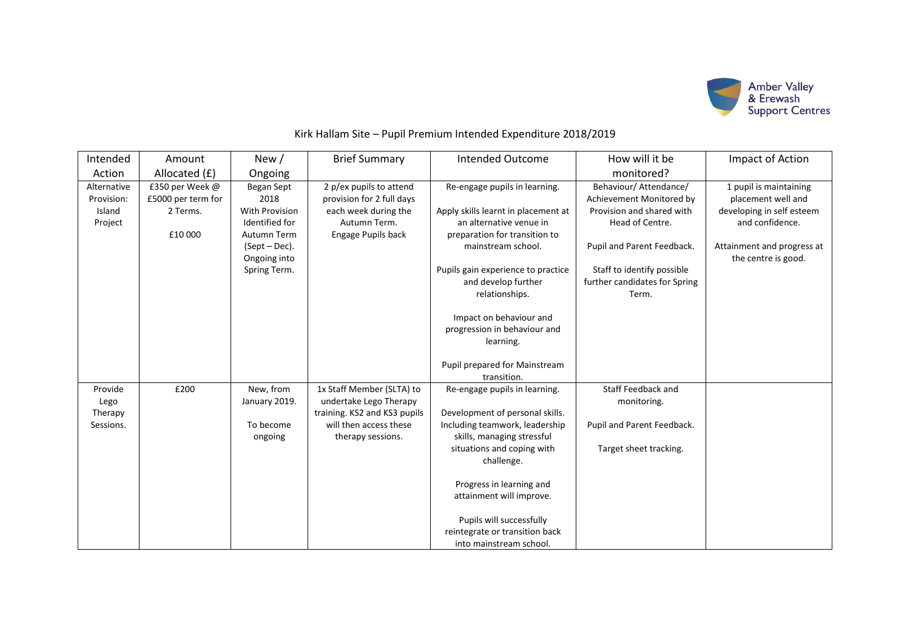Amber Valley & Erewash Support Centres

# Kirk Hallam Site – Pupil Premium Intended Expenditure 2018/2019

| Intended Action | Amount Allocated (£) | New / Ongoing | Brief Summary | Intended Outcome | How will it be monitored? | Impact of Action |
|---|---|---|---|---|---|---|
| Alternative Provision: Island Project | £350 per Week @ £5000 per term for 2 Terms.<br><br>£10 000 | Began Sept 2018 With Provision Identified for Autumn Term (Sept – Dec). Ongoing into Spring Term. | 2 p/ex pupils to attend provision for 2 full days each week during the Autumn Term. Engage Pupils back | Re-engage pupils in learning.<br><br>Apply skills learnt in placement at an alternative venue in preparation for transition to mainstream school.<br><br>Pupils gain experience to practice and develop further relationships.<br><br>Impact on behaviour and progression in behaviour and learning.<br><br>Pupil prepared for Mainstream transition. | Behaviour/ Attendance/ Achievement Monitored by Provision and shared with Head of Centre.<br><br>Pupil and Parent Feedback.<br><br>Staff to identify possible further candidates for Spring Term. | 1 pupil is maintaining placement well and developing in self esteem and confidence.<br><br>Attainment and progress at the centre is good. |
| Provide Lego Therapy Sessions. | £200 | New, from January 2019.<br><br>To become ongoing | 1x Staff Member (SLTA) to undertake Lego Therapy training. KS2 and KS3 pupils will then access these therapy sessions. | Re-engage pupils in learning.<br><br>Development of personal skills. Including teamwork, leadership skills, managing stressful situations and coping with challenge.<br><br>Progress in learning and attainment will improve.<br><br>Pupils will successfully reintegrate or transition back into mainstream school. | Staff Feedback and monitoring.<br><br>Pupil and Parent Feedback.<br><br>Target sheet tracking. | |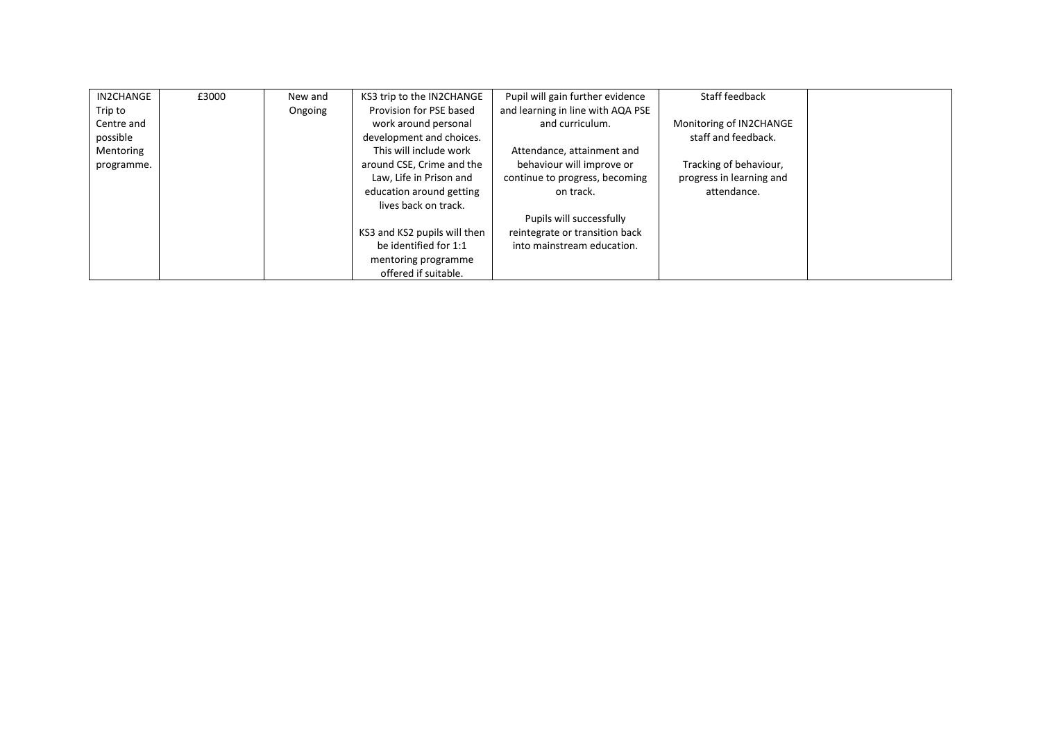| | | | | | | |
|---|---|---|---|---|---|---|
| IN2CHANGE Trip to Centre and possible Mentoring programme. | £3000 | New and Ongoing | KS3 trip to the IN2CHANGE Provision for PSE based work around personal development and choices. This will include work around CSE, Crime and the Law, Life in Prison and education around getting lives back on track.<br><br>KS3 and KS2 pupils will then be identified for 1:1 mentoring programme offered if suitable. | Pupil will gain further evidence and learning in line with AQA PSE and curriculum.<br><br>Attendance, attainment and behaviour will improve or continue to progress, becoming on track.<br><br>Pupils will successfully reintegrate or transition back into mainstream education. | Staff feedback<br><br>Monitoring of IN2CHANGE staff and feedback.<br><br>Tracking of behaviour, progress in learning and attendance. | |